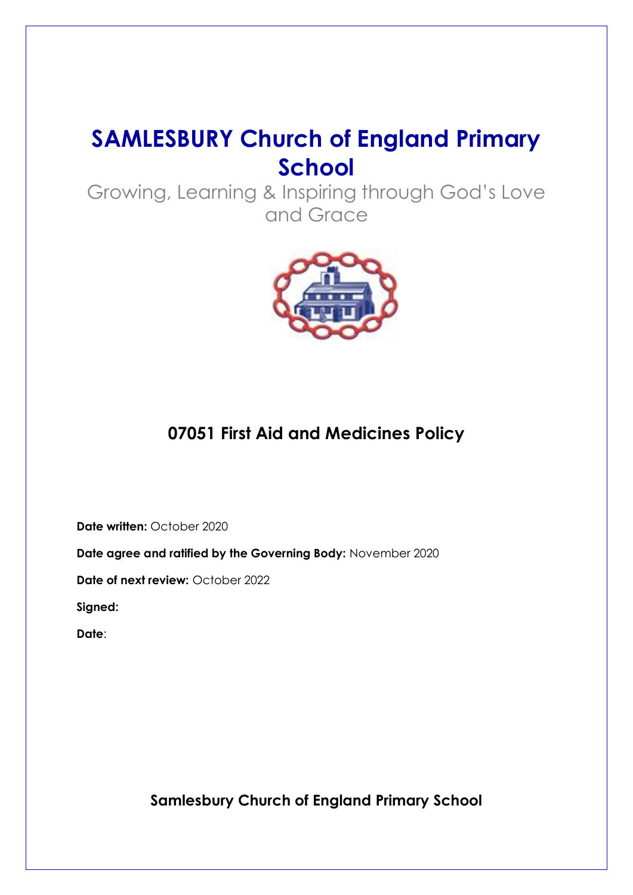# SAMLESBURY Church of England Primary School

Growing, Learning & Inspiring through God's Love and Grace

## 07051 First Aid and Medicines Policy

**Date written:** October 2020

**Date agree and ratified by the Governing Body:** November 2020

**Date of next review:** October 2022

**Signed:**

**Date**:

**Samlesbury Church of England Primary School**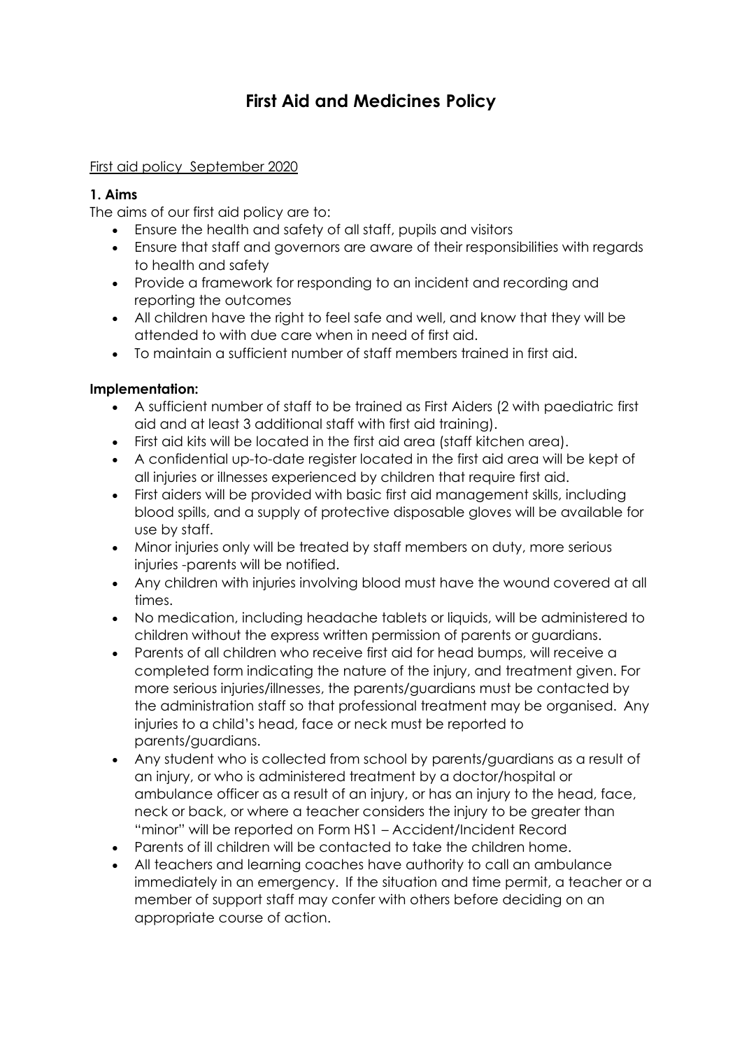# First Aid and Medicines Policy

First aid policy September 2020

**1. Aims**

The aims of our first aid policy are to:

- Ensure the health and safety of all staff, pupils and visitors
- Ensure that staff and governors are aware of their responsibilities with regards to health and safety
- Provide a framework for responding to an incident and recording and reporting the outcomes
- All children have the right to feel safe and well, and know that they will be attended to with due care when in need of first aid.
- To maintain a sufficient number of staff members trained in first aid.

**Implementation:**

- A sufficient number of staff to be trained as First Aiders (2 with paediatric first aid and at least 3 additional staff with first aid training).
- First aid kits will be located in the first aid area (staff kitchen area).
- A confidential up-to-date register located in the first aid area will be kept of all injuries or illnesses experienced by children that require first aid.
- First aiders will be provided with basic first aid management skills, including blood spills, and a supply of protective disposable gloves will be available for use by staff.
- Minor injuries only will be treated by staff members on duty, more serious injuries -parents will be notified.
- Any children with injuries involving blood must have the wound covered at all times.
- No medication, including headache tablets or liquids, will be administered to children without the express written permission of parents or guardians.
- Parents of all children who receive first aid for head bumps, will receive a completed form indicating the nature of the injury, and treatment given. For more serious injuries/illnesses, the parents/guardians must be contacted by the administration staff so that professional treatment may be organised. Any injuries to a child's head, face or neck must be reported to parents/guardians.
- Any student who is collected from school by parents/guardians as a result of an injury, or who is administered treatment by a doctor/hospital or ambulance officer as a result of an injury, or has an injury to the head, face, neck or back, or where a teacher considers the injury to be greater than "minor" will be reported on Form HS1 – Accident/Incident Record
- Parents of ill children will be contacted to take the children home.
- All teachers and learning coaches have authority to call an ambulance immediately in an emergency. If the situation and time permit, a teacher or a member of support staff may confer with others before deciding on an appropriate course of action.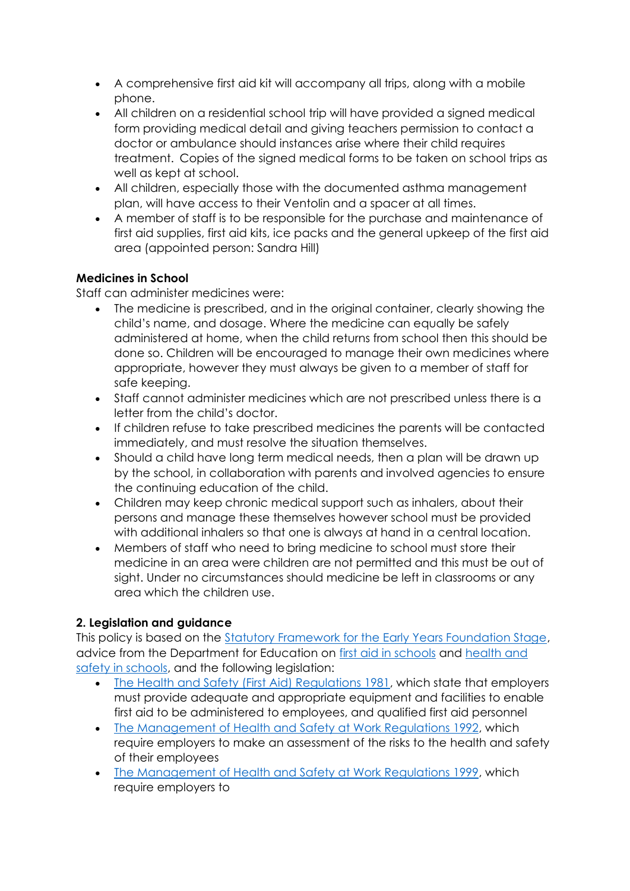- A comprehensive first aid kit will accompany all trips, along with a mobile phone.
- All children on a residential school trip will have provided a signed medical form providing medical detail and giving teachers permission to contact a doctor or ambulance should instances arise where their child requires treatment. Copies of the signed medical forms to be taken on school trips as well as kept at school.
- All children, especially those with the documented asthma management plan, will have access to their Ventolin and a spacer at all times.
- A member of staff is to be responsible for the purchase and maintenance of first aid supplies, first aid kits, ice packs and the general upkeep of the first aid area (appointed person: Sandra Hill)

**Medicines in School**

Staff can administer medicines were:

- The medicine is prescribed, and in the original container, clearly showing the child's name, and dosage. Where the medicine can equally be safely administered at home, when the child returns from school then this should be done so. Children will be encouraged to manage their own medicines where appropriate, however they must always be given to a member of staff for safe keeping.
- Staff cannot administer medicines which are not prescribed unless there is a letter from the child's doctor.
- If children refuse to take prescribed medicines the parents will be contacted immediately, and must resolve the situation themselves.
- Should a child have long term medical needs, then a plan will be drawn up by the school, in collaboration with parents and involved agencies to ensure the continuing education of the child.
- Children may keep chronic medical support such as inhalers, about their persons and manage these themselves however school must be provided with additional inhalers so that one is always at hand in a central location.
- Members of staff who need to bring medicine to school must store their medicine in an area were children are not permitted and this must be out of sight. Under no circumstances should medicine be left in classrooms or any area which the children use.

**2. Legislation and guidance**

This policy is based on the Statutory Framework for the Early Years Foundation Stage, advice from the Department for Education on first aid in schools and health and safety in schools, and the following legislation:

- The Health and Safety (First Aid) Regulations 1981, which state that employers must provide adequate and appropriate equipment and facilities to enable first aid to be administered to employees, and qualified first aid personnel
- The Management of Health and Safety at Work Regulations 1992, which require employers to make an assessment of the risks to the health and safety of their employees
- The Management of Health and Safety at Work Regulations 1999, which require employers to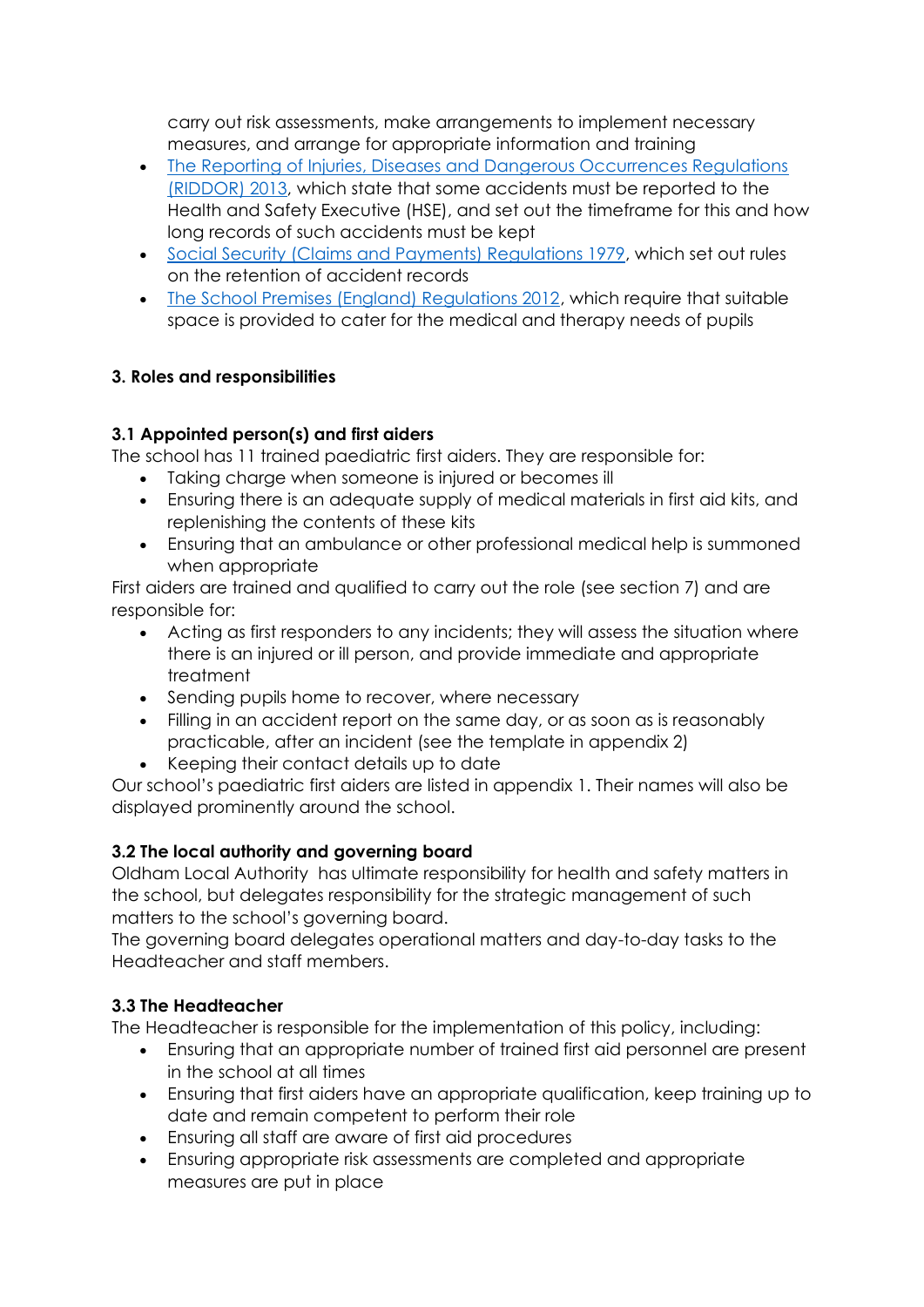carry out risk assessments, make arrangements to implement necessary measures, and arrange for appropriate information and training

- The Reporting of Injuries, Diseases and Dangerous Occurrences Regulations (RIDDOR) 2013, which state that some accidents must be reported to the Health and Safety Executive (HSE), and set out the timeframe for this and how long records of such accidents must be kept
- Social Security (Claims and Payments) Regulations 1979, which set out rules on the retention of accident records
- The School Premises (England) Regulations 2012, which require that suitable space is provided to cater for the medical and therapy needs of pupils

## 3. Roles and responsibilities

### 3.1 Appointed person(s) and first aiders

The school has 11 trained paediatric first aiders. They are responsible for:

- Taking charge when someone is injured or becomes ill
- Ensuring there is an adequate supply of medical materials in first aid kits, and replenishing the contents of these kits
- Ensuring that an ambulance or other professional medical help is summoned when appropriate

First aiders are trained and qualified to carry out the role (see section 7) and are responsible for:

- Acting as first responders to any incidents; they will assess the situation where there is an injured or ill person, and provide immediate and appropriate treatment
- Sending pupils home to recover, where necessary
- Filling in an accident report on the same day, or as soon as is reasonably practicable, after an incident (see the template in appendix 2)
- Keeping their contact details up to date

Our school's paediatric first aiders are listed in appendix 1. Their names will also be displayed prominently around the school.

### 3.2 The local authority and governing board

Oldham Local Authority has ultimate responsibility for health and safety matters in the school, but delegates responsibility for the strategic management of such matters to the school's governing board.

The governing board delegates operational matters and day-to-day tasks to the Headteacher and staff members.

### 3.3 The Headteacher

The Headteacher is responsible for the implementation of this policy, including:

- Ensuring that an appropriate number of trained first aid personnel are present in the school at all times
- Ensuring that first aiders have an appropriate qualification, keep training up to date and remain competent to perform their role
- Ensuring all staff are aware of first aid procedures
- Ensuring appropriate risk assessments are completed and appropriate measures are put in place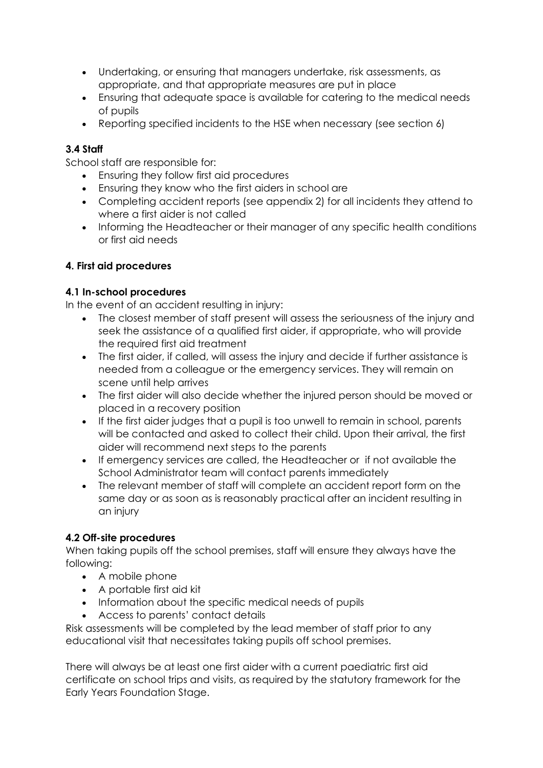- Undertaking, or ensuring that managers undertake, risk assessments, as appropriate, and that appropriate measures are put in place
- Ensuring that adequate space is available for catering to the medical needs of pupils
- Reporting specified incidents to the HSE when necessary (see section 6)

### 3.4 Staff

School staff are responsible for:

- Ensuring they follow first aid procedures
- Ensuring they know who the first aiders in school are
- Completing accident reports (see appendix 2) for all incidents they attend to where a first aider is not called
- Informing the Headteacher or their manager of any specific health conditions or first aid needs

## 4. First aid procedures

### 4.1 In-school procedures

In the event of an accident resulting in injury:

- The closest member of staff present will assess the seriousness of the injury and seek the assistance of a qualified first aider, if appropriate, who will provide the required first aid treatment
- The first aider, if called, will assess the injury and decide if further assistance is needed from a colleague or the emergency services. They will remain on scene until help arrives
- The first aider will also decide whether the injured person should be moved or placed in a recovery position
- If the first aider judges that a pupil is too unwell to remain in school, parents will be contacted and asked to collect their child. Upon their arrival, the first aider will recommend next steps to the parents
- If emergency services are called, the Headteacher or if not available the School Administrator team will contact parents immediately
- The relevant member of staff will complete an accident report form on the same day or as soon as is reasonably practical after an incident resulting in an injury

### 4.2 Off-site procedures

When taking pupils off the school premises, staff will ensure they always have the following:

- A mobile phone
- A portable first aid kit
- Information about the specific medical needs of pupils
- Access to parents' contact details

Risk assessments will be completed by the lead member of staff prior to any educational visit that necessitates taking pupils off school premises.

There will always be at least one first aider with a current paediatric first aid certificate on school trips and visits, as required by the statutory framework for the Early Years Foundation Stage.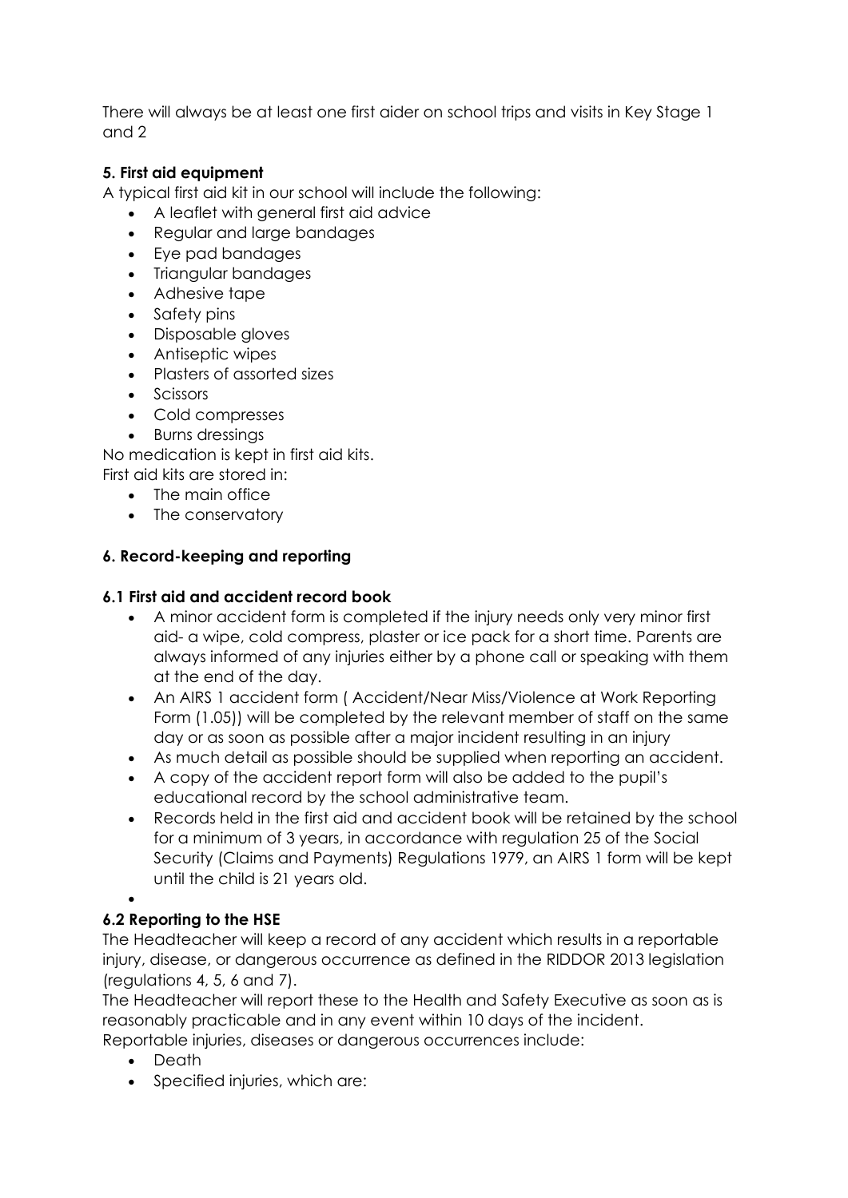There will always be at least one first aider on school trips and visits in Key Stage 1 and 2

**5. First aid equipment**

A typical first aid kit in our school will include the following:

- A leaflet with general first aid advice
- Regular and large bandages
- Eye pad bandages
- Triangular bandages
- Adhesive tape
- Safety pins
- Disposable gloves
- Antiseptic wipes
- Plasters of assorted sizes
- Scissors
- Cold compresses
- Burns dressings

No medication is kept in first aid kits.

First aid kits are stored in:

- The main office
- The conservatory

**6. Record-keeping and reporting**

**6.1 First aid and accident record book**

- A minor accident form is completed if the injury needs only very minor first aid- a wipe, cold compress, plaster or ice pack for a short time. Parents are always informed of any injuries either by a phone call or speaking with them at the end of the day.
- An AIRS 1 accident form ( Accident/Near Miss/Violence at Work Reporting Form (1.05)) will be completed by the relevant member of staff on the same day or as soon as possible after a major incident resulting in an injury
- As much detail as possible should be supplied when reporting an accident.
- A copy of the accident report form will also be added to the pupil's educational record by the school administrative team.
- Records held in the first aid and accident book will be retained by the school for a minimum of 3 years, in accordance with regulation 25 of the Social Security (Claims and Payments) Regulations 1979, an AIRS 1 form will be kept until the child is 21 years old.

**6.2 Reporting to the HSE**

The Headteacher will keep a record of any accident which results in a reportable injury, disease, or dangerous occurrence as defined in the RIDDOR 2013 legislation (regulations 4, 5, 6 and 7).

The Headteacher will report these to the Health and Safety Executive as soon as is reasonably practicable and in any event within 10 days of the incident.

Reportable injuries, diseases or dangerous occurrences include:

- Death
- Specified injuries, which are: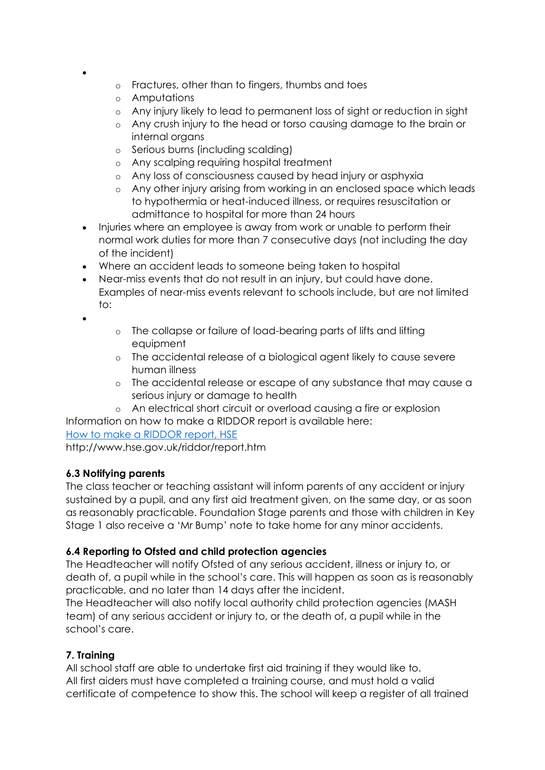- 
  - Fractures, other than to fingers, thumbs and toes
  - Amputations
  - Any injury likely to lead to permanent loss of sight or reduction in sight
  - Any crush injury to the head or torso causing damage to the brain or internal organs
  - Serious burns (including scalding)
  - Any scalping requiring hospital treatment
  - Any loss of consciousness caused by head injury or asphyxia
  - Any other injury arising from working in an enclosed space which leads to hypothermia or heat-induced illness, or requires resuscitation or admittance to hospital for more than 24 hours
- Injuries where an employee is away from work or unable to perform their normal work duties for more than 7 consecutive days (not including the day of the incident)
- Where an accident leads to someone being taken to hospital
- Near-miss events that do not result in an injury, but could have done. Examples of near-miss events relevant to schools include, but are not limited to:
- 
  - The collapse or failure of load-bearing parts of lifts and lifting equipment
  - The accidental release of a biological agent likely to cause severe human illness
  - The accidental release or escape of any substance that may cause a serious injury or damage to health
  - An electrical short circuit or overload causing a fire or explosion

Information on how to make a RIDDOR report is available here:
[How to make a RIDDOR report, HSE](http://www.hse.gov.uk/riddor/report.htm)
http://www.hse.gov.uk/riddor/report.htm

**6.3 Notifying parents**

The class teacher or teaching assistant will inform parents of any accident or injury sustained by a pupil, and any first aid treatment given, on the same day, or as soon as reasonably practicable. Foundation Stage parents and those with children in Key Stage 1 also receive a 'Mr Bump' note to take home for any minor accidents.

**6.4 Reporting to Ofsted and child protection agencies**

The Headteacher will notify Ofsted of any serious accident, illness or injury to, or death of, a pupil while in the school's care. This will happen as soon as is reasonably practicable, and no later than 14 days after the incident.
The Headteacher will also notify local authority child protection agencies (MASH team) of any serious accident or injury to, or the death of, a pupil while in the school's care.

**7. Training**

All school staff are able to undertake first aid training if they would like to.
All first aiders must have completed a training course, and must hold a valid certificate of competence to show this. The school will keep a register of all trained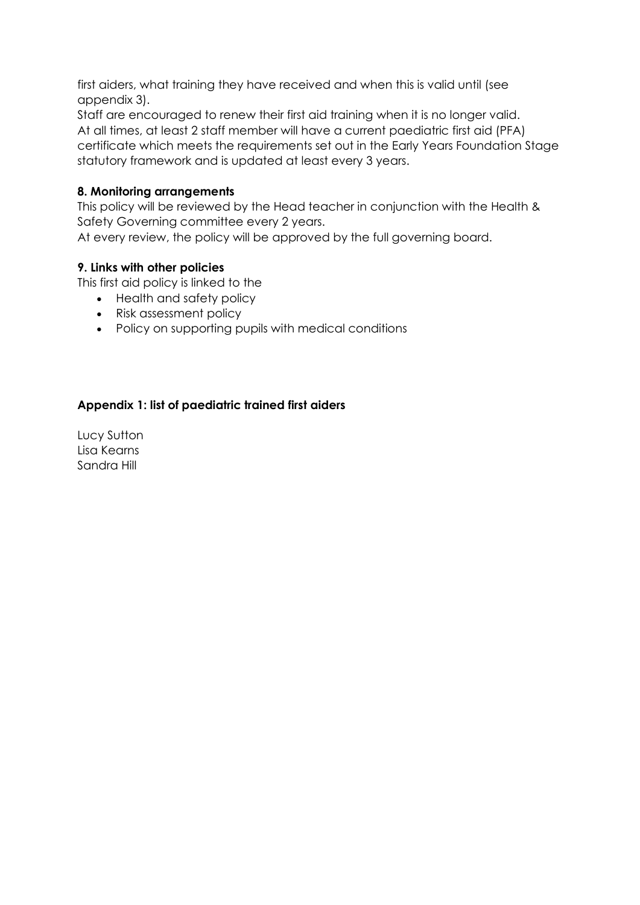first aiders, what training they have received and when this is valid until (see appendix 3).
Staff are encouraged to renew their first aid training when it is no longer valid.
At all times, at least 2 staff member will have a current paediatric first aid (PFA) certificate which meets the requirements set out in the Early Years Foundation Stage statutory framework and is updated at least every 3 years.

**8. Monitoring arrangements**

This policy will be reviewed by the Head teacher in conjunction with the Health & Safety Governing committee every 2 years.
At every review, the policy will be approved by the full governing board.

**9. Links with other policies**

This first aid policy is linked to the

- Health and safety policy
- Risk assessment policy
- Policy on supporting pupils with medical conditions

**Appendix 1: list of paediatric trained first aiders**

Lucy Sutton
Lisa Kearns
Sandra Hill